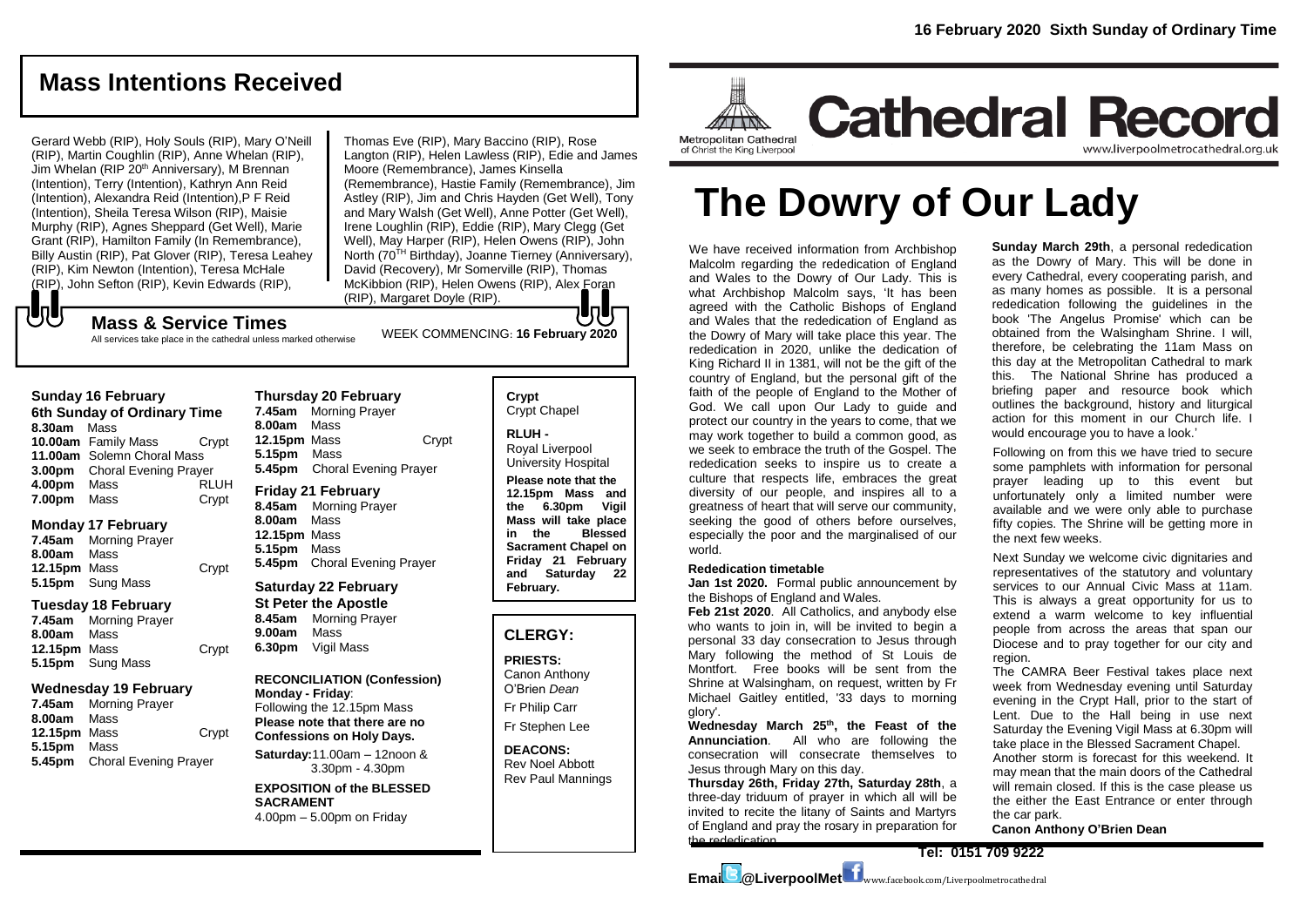16 February 2020 Sixth Sunday of Ordinary Time

## Mass Intentions Received

Gerard Webb (RIP), Holy Souls (RIP), Mary O'Neill (RIP), Martin Coughlin (RIP), Anne Whelan (RIP), Jim Whelan (RIP 20th Anniversary), M Brennan (Intention), Terry (Intention), Kathryn Ann Reid (Intention), Alexandra Reid (Intention),P F Reid (Intention), Sheila Teresa Wilson (RIP), Maisie Murphy (RIP), Agnes Sheppard (Get Well), Marie Grant (RIP), Hamilton Family (In Remembrance), Billy Austin (RIP), Pat Glover (RIP), Teresa Leahey (RIP), Kim Newton (Intention), Teresa McHale (RIP), John Sefton (RIP), Kevin Edwards (RIP), Thomas Eve (RIP), Mary Baccino (RIP), Rose Langton (RIP), Helen Lawless (RIP), Edie and James Moore (Remembrance), James Kinsella (Remembrance), Hastie Family (Remembrance), Jim Astley (RIP), Jim and Chris Hayden (Get Well), Tony and Mary Walsh (Get Well), Anne Potter (Get Well), Irene Loughlin (RIP), Eddie (RIP), Mary Clegg (Get Well), May Harper (RIP), Helen Owens (RIP), John North (70TH Birthday), Joanne Tierney (Anniversary), David (Recovery), Mr Somerville (RIP), Thomas McKibbion (RIP), Helen Owens (RIP), Alex Foran (RIP), Margaret Doyle (RIP).

## Mass & Service Times

All services take place in the cathedral unless marked otherwise

WEEK COMMENCING: **16 February 2020**

### Sunday 16 February
**6th Sunday of Ordinary Time**

**8.30am** Mass
**10.00am** Family Mass — Crypt
**11.00am** Solemn Choral Mass
**3.00pm** Choral Evening Prayer
**4.00pm** Mass — RLUH
**7.00pm** Mass — Crypt

### Monday 17 February

**7.45am** Morning Prayer
**8.00am** Mass
**12.15pm** Mass — Crypt
**5.15pm** Sung Mass

### Tuesday 18 February

**7.45am** Morning Prayer
**8.00am** Mass
**12.15pm** Mass — Crypt
**5.15pm** Sung Mass

### Wednesday 19 February

**7.45am** Morning Prayer
**8.00am** Mass
**12.15pm** Mass — Crypt
**5.15pm** Mass
**5.45pm** Choral Evening Prayer

### Thursday 20 February

**7.45am** Morning Prayer
**8.00am** Mass
**12.15pm** Mass — Crypt
**5.15pm** Mass
**5.45pm** Choral Evening Prayer

### Friday 21 February

**8.45am** Morning Prayer
**8.00am** Mass
**12.15pm** Mass
**5.15pm** Mass
**5.45pm** Choral Evening Prayer

### Saturday 22 February
**St Peter the Apostle**

**8.45am** Morning Prayer
**9.00am** Mass
**6.30pm** Vigil Mass

**RECONCILIATION (Confession)**
**Monday - Friday**: Following the 12.15pm Mass
**Please note that there are no Confessions on Holy Days.**
**Saturday:** 11.00am – 12noon & 3.30pm - 4.30pm

**EXPOSITION of the BLESSED SACRAMENT**
4.00pm – 5.00pm on Friday

**Crypt**
Crypt Chapel

**RLUH -**
Royal Liverpool University Hospital

**Please note that the 12.15pm Mass and the 6.30pm Vigil Mass will take place in the Blessed Sacrament Chapel on Friday 21 February and Saturday 22 February.**

## CLERGY:

**PRIESTS:**
Canon Anthony O'Brien *Dean*
Fr Philip Carr
Fr Stephen Lee

**DEACONS:**
Rev Noel Abbott
Rev Paul Mannings

Metropolitan Cathedral of Christ the King Liverpool

# Cathedral Record

www.liverpoolmetrocathedral.org.uk

# The Dowry of Our Lady

We have received information from Archbishop Malcolm regarding the rededication of England and Wales to the Dowry of Our Lady. This is what Archbishop Malcolm says, 'It has been agreed with the Catholic Bishops of England and Wales that the rededication of England as the Dowry of Mary will take place this year. The rededication in 2020, unlike the dedication of King Richard II in 1381, will not be the gift of the country of England, but the personal gift of the faith of the people of England to the Mother of God. We call upon Our Lady to guide and protect our country in the years to come, that we may work together to build a common good, as we seek to embrace the truth of the Gospel. The rededication seeks to inspire us to create a culture that respects life, embraces the great diversity of our people, and inspires all to a greatness of heart that will serve our community, seeking the good of others before ourselves, especially the poor and the marginalised of our world.

**Rededication timetable**

**Jan 1st 2020.** Formal public announcement by the Bishops of England and Wales.

**Feb 21st 2020**. All Catholics, and anybody else who wants to join in, will be invited to begin a personal 33 day consecration to Jesus through Mary following the method of St Louis de Montfort. Free books will be sent from the Shrine at Walsingham, on request, written by Fr Michael Gaitley entitled, '33 days to morning glory'.

**Wednesday March 25th, the Feast of the Annunciation**. All who are following the consecration will consecrate themselves to Jesus through Mary on this day.

**Thursday 26th, Friday 27th, Saturday 28th**, a three-day triduum of prayer in which all will be invited to recite the litany of Saints and Martyrs of England and pray the rosary in preparation for the rededication.

**Sunday March 29th**, a personal rededication as the Dowry of Mary. This will be done in every Cathedral, every cooperating parish, and as many homes as possible. It is a personal rededication following the guidelines in the book 'The Angelus Promise' which can be obtained from the Walsingham Shrine. I will, therefore, be celebrating the 11am Mass on this day at the Metropolitan Cathedral to mark this. The National Shrine has produced a briefing paper and resource book which outlines the background, history and liturgical action for this moment in our Church life. I would encourage you to have a look.'

Following on from this we have tried to secure some pamphlets with information for personal prayer leading up to this event but unfortunately only a limited number were available and we were only able to purchase fifty copies. The Shrine will be getting more in the next few weeks.

Next Sunday we welcome civic dignitaries and representatives of the statutory and voluntary services to our Annual Civic Mass at 11am. This is always a great opportunity for us to extend a warm welcome to key influential people from across the areas that span our Diocese and to pray together for our city and region.

The CAMRA Beer Festival takes place next week from Wednesday evening until Saturday evening in the Crypt Hall, prior to the start of Lent. Due to the Hall being in use next Saturday the Evening Vigil Mass at 6.30pm will take place in the Blessed Sacrament Chapel.

Another storm is forecast for this weekend. It may mean that the main doors of the Cathedral will remain closed. If this is the case please us the either the East Entrance or enter through the car park.

**Canon Anthony O'Brien Dean**

**Tel: 0151 709 9222**

**Email @LiverpoolMet** www.facebook.com/Liverpoolmetrocathedral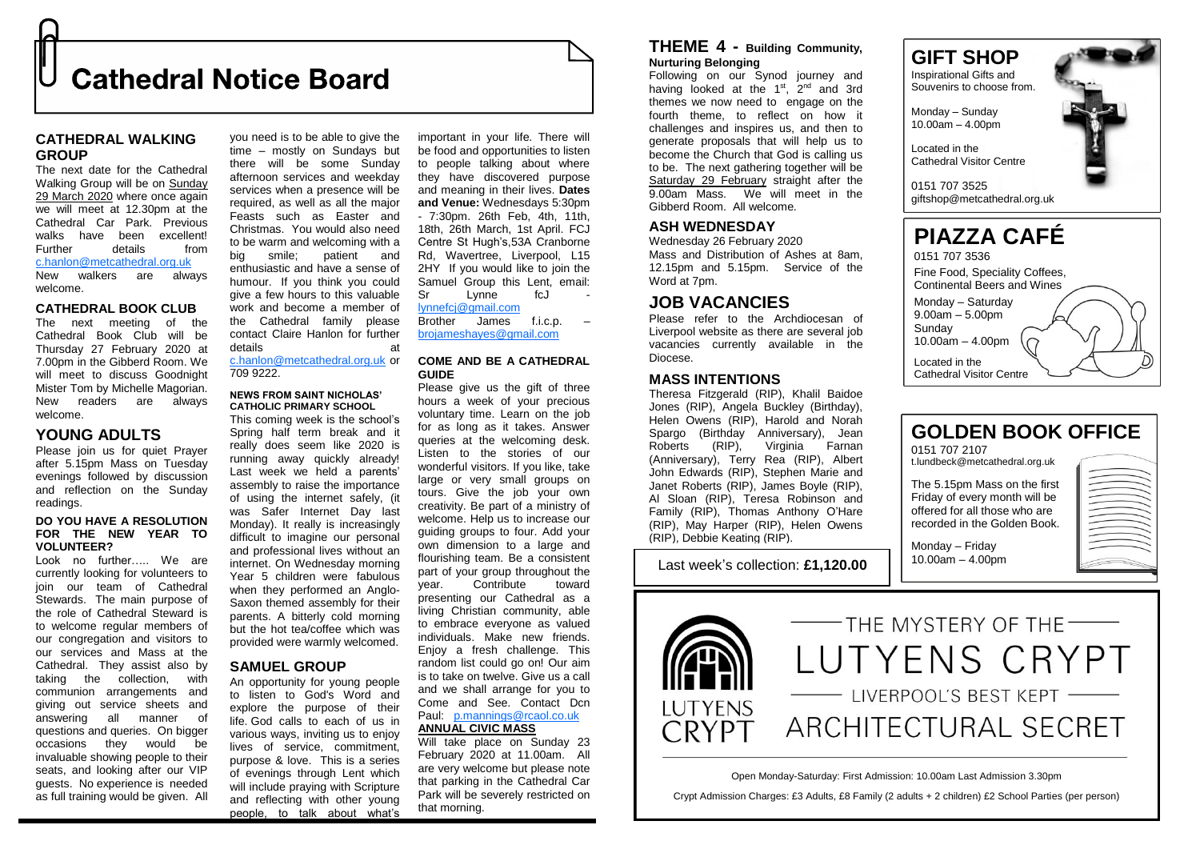# Cathedral Notice Board

## CATHEDRAL WALKING GROUP

The next date for the Cathedral Walking Group will be on Sunday 29 March 2020 where once again we will meet at 12.30pm at the Cathedral Car Park. Previous walks have been excellent! Further details from c.hanlon@metcathedral.org.uk New walkers are always welcome.

## CATHEDRAL BOOK CLUB

The next meeting of the Cathedral Book Club will be Thursday 27 February 2020 at 7.00pm in the Gibberd Room. We will meet to discuss Goodnight Mister Tom by Michelle Magorian. New readers are always welcome.

## YOUNG ADULTS

Please join us for quiet Prayer after 5.15pm Mass on Tuesday evenings followed by discussion and reflection on the Sunday readings.

### DO YOU HAVE A RESOLUTION FOR THE NEW YEAR TO VOLUNTEER?

Look no further….. We are currently looking for volunteers to join our team of Cathedral Stewards. The main purpose of the role of Cathedral Steward is to welcome regular members of our congregation and visitors to our services and Mass at the Cathedral. They assist also by taking the collection, with communion arrangements and giving out service sheets and answering all manner of questions and queries. On bigger occasions they would be invaluable showing people to their seats, and looking after our VIP guests. No experience is needed as full training would be given. All you need is to be able to give the time – mostly on Sundays but there will be some Sunday afternoon services and weekday services when a presence will be required, as well as all the major Feasts such as Easter and Christmas. You would also need to be warm and welcoming with a big smile; patient and enthusiastic and have a sense of humour. If you think you could give a few hours to this valuable work and become a member of the Cathedral family please contact Claire Hanlon for further details at c.hanlon@metcathedral.org.uk or 709 9222.

### NEWS FROM SAINT NICHOLAS' CATHOLIC PRIMARY SCHOOL

This coming week is the school's Spring half term break and it really does seem like 2020 is running away quickly already! Last week we held a parents' assembly to raise the importance of using the internet safely, (it was Safer Internet Day last Monday). It really is increasingly difficult to imagine our personal and professional lives without an internet. On Wednesday morning Year 5 children were fabulous when they performed an Anglo-Saxon themed assembly for their parents. A bitterly cold morning but the hot tea/coffee which was provided were warmly welcomed.

## SAMUEL GROUP

An opportunity for young people to listen to God's Word and explore the purpose of their life. God calls to each of us in various ways, inviting us to enjoy lives of service, commitment, purpose & love. This is a series of evenings through Lent which will include praying with Scripture and reflecting with other young people, to talk about what's important in your life. There will be food and opportunities to listen to people talking about where they have discovered purpose and meaning in their lives. **Dates and Venue:** Wednesdays 5:30pm - 7:30pm. 26th Feb, 4th, 11th, 18th, 26th March, 1st April. FCJ Centre St Hugh's,53A Cranborne Rd, Wavertree, Liverpool, L15 2HY If you would like to join the Samuel Group this Lent, email: Sr Lynne fcJ - lynnefcj@gmail.com Brother James f.i.c.p. – brojameshayes@gmail.com

### COME AND BE A CATHEDRAL GUIDE

Please give us the gift of three hours a week of your precious voluntary time. Learn on the job for as long as it takes. Answer queries at the welcoming desk. Listen to the stories of our wonderful visitors. If you like, take large or very small groups on tours. Give the job your own creativity. Be part of a ministry of welcome. Help us to increase our guiding groups to four. Add your own dimension to a large and flourishing team. Be a consistent part of your group throughout the year. Contribute toward presenting our Cathedral as a living Christian community, able to embrace everyone as valued individuals. Make new friends. Enjoy a fresh challenge. This random list could go on! Our aim is to take on twelve. Give us a call and we shall arrange for you to Come and See. Contact Dcn Paul: p.mannings@rcaol.co.uk

**ANNUAL CIVIC MASS**

Will take place on Sunday 23 February 2020 at 11.00am. All are very welcome but please note that parking in the Cathedral Car Park will be severely restricted on that morning.

## THEME 4 - Building Community, Nurturing Belonging

Following on our Synod journey and having looked at the 1st, 2nd and 3rd themes we now need to engage on the fourth theme, to reflect on how it challenges and inspires us, and then to generate proposals that will help us to become the Church that God is calling us to be. The next gathering together will be Saturday 29 February straight after the 9.00am Mass. We will meet in the Gibberd Room. All welcome.

## ASH WEDNESDAY

Wednesday 26 February 2020

Mass and Distribution of Ashes at 8am, 12.15pm and 5.15pm. Service of the Word at 7pm.

## JOB VACANCIES

Please refer to the Archdiocesan of Liverpool website as there are several job vacancies currently available in the Diocese.

## MASS INTENTIONS

Theresa Fitzgerald (RIP), Khalil Baidoe Jones (RIP), Angela Buckley (Birthday), Helen Owens (RIP), Harold and Norah Spargo (Birthday Anniversary), Jean Roberts (RIP), Virginia Farnan (Anniversary), Terry Rea (RIP), Albert John Edwards (RIP), Stephen Marie and Janet Roberts (RIP), James Boyle (RIP), Al Sloan (RIP), Teresa Robinson and Family (RIP), Thomas Anthony O'Hare (RIP), May Harper (RIP), Helen Owens (RIP), Debbie Keating (RIP).

Last week's collection: **£1,120.00**

## GIFT SHOP

Inspirational Gifts and Souvenirs to choose from.

Monday – Sunday
10.00am – 4.00pm

Located in the Cathedral Visitor Centre

0151 707 3525
giftshop@metcathedral.org.uk

## PIAZZA CAFÉ

0151 707 3536

Fine Food, Speciality Coffees, Continental Beers and Wines

Monday – Saturday
9.00am – 5.00pm
Sunday
10.00am – 4.00pm

Located in the Cathedral Visitor Centre

## GOLDEN BOOK OFFICE

0151 707 2107
t.lundbeck@metcathedral.org.uk

The 5.15pm Mass on the first Friday of every month will be offered for all those who are recorded in the Golden Book.

Monday – Friday
10.00am – 4.00pm

LUTYENS CRYPT

THE MYSTERY OF THE LUTYENS CRYPT — LIVERPOOL'S BEST KEPT — ARCHITECTURAL SECRET

Open Monday-Saturday: First Admission: 10.00am Last Admission 3.30pm

Crypt Admission Charges: £3 Adults, £8 Family (2 adults + 2 children) £2 School Parties (per person)